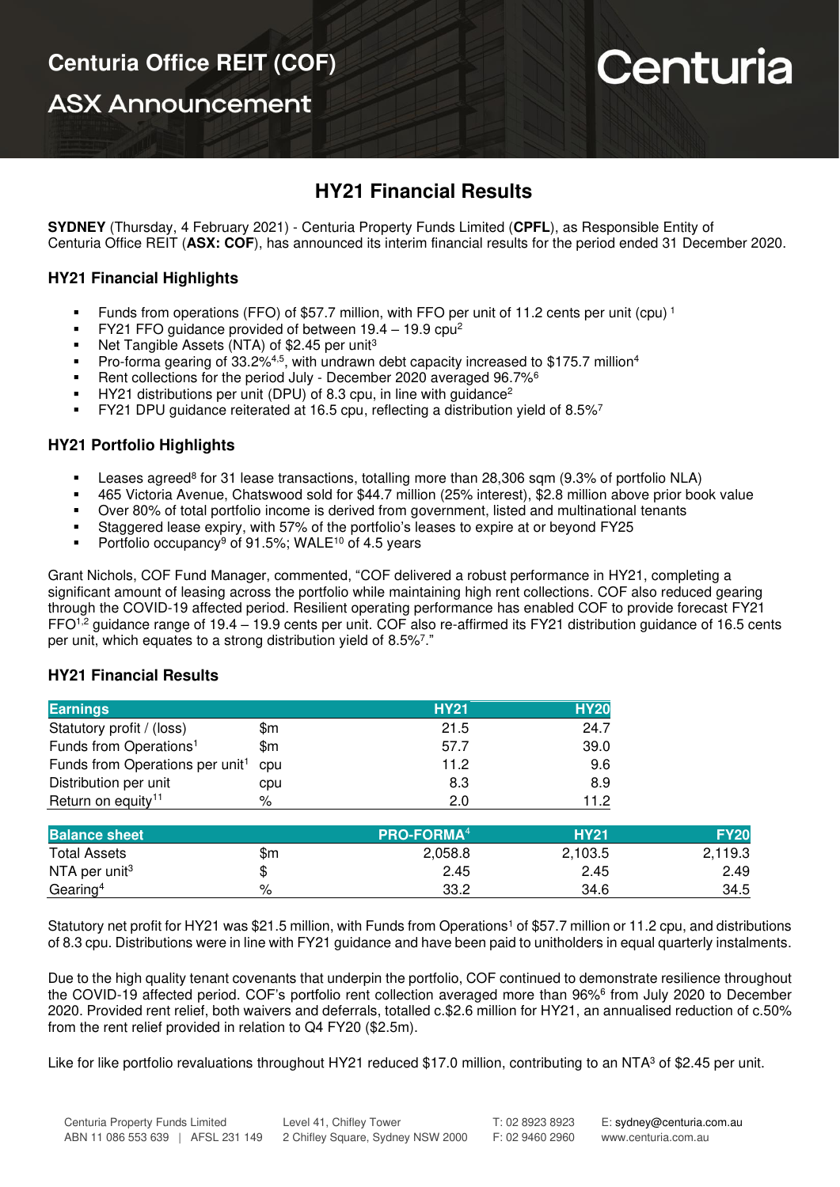# Centuria Office REIT (COF)

## ASX Announcement

# HY21 Financial Results

**SYDNEY** (Thursday, 4 February 2021) - Centuria Property Funds Limited (**CPFL**), as Responsible Entity of Centuria Office REIT (**ASX: COF**), has announced its interim financial results for the period ended 31 December 2020.

### HY21 Financial Highlights

- Funds from operations (FFO) of $57.7 million, with FFO per unit of 11.2 cents per unit (cpu) [1]
- FY21 FFO guidance provided of between 19.4 – 19.9 cpu[2]
- Net Tangible Assets (NTA) of $2.45 per unit[3]
- Pro-forma gearing of 33.2%[4,5], with undrawn debt capacity increased to $175.7 million[4]
- Rent collections for the period July - December 2020 averaged 96.7%[6]
- HY21 distributions per unit (DPU) of 8.3 cpu, in line with guidance[2]
- FY21 DPU guidance reiterated at 16.5 cpu, reflecting a distribution yield of 8.5%[7]

### HY21 Portfolio Highlights

- Leases agreed[8] for 31 lease transactions, totalling more than 28,306 sqm (9.3% of portfolio NLA)
- 465 Victoria Avenue, Chatswood sold for $44.7 million (25% interest), $2.8 million above prior book value
- Over 80% of total portfolio income is derived from government, listed and multinational tenants
- Staggered lease expiry, with 57% of the portfolio's leases to expire at or beyond FY25
- Portfolio occupancy[9] of 91.5%; WALE[10] of 4.5 years

Grant Nichols, COF Fund Manager, commented, "COF delivered a robust performance in HY21, completing a significant amount of leasing across the portfolio while maintaining high rent collections. COF also reduced gearing through the COVID-19 affected period. Resilient operating performance has enabled COF to provide forecast FY21 FFO[1,2] guidance range of 19.4 – 19.9 cents per unit. COF also re-affirmed its FY21 distribution guidance of 16.5 cents per unit, which equates to a strong distribution yield of 8.5%[7]."

### HY21 Financial Results

| Earnings | | HY21 | HY20 |
|---|---|---|---|
| Statutory profit / (loss) | $m | 21.5 | 24.7 |
| Funds from Operations[1] | $m | 57.7 | 39.0 |
| Funds from Operations per unit[1] | cpu | 11.2 | 9.6 |
| Distribution per unit | cpu | 8.3 | 8.9 |
| Return on equity[11] | % | 2.0 | 11.2 |

| Balance sheet | | PRO-FORMA[4] | HY21 | FY20 |
|---|---|---|---|---|
| Total Assets | $m | 2,058.8 | 2,103.5 | 2,119.3 |
| NTA per unit[3] | $ | 2.45 | 2.45 | 2.49 |
| Gearing[4] | % | 33.2 | 34.6 | 34.5 |

Statutory net profit for HY21 was $21.5 million, with Funds from Operations[1] of $57.7 million or 11.2 cpu, and distributions of 8.3 cpu. Distributions were in line with FY21 guidance and have been paid to unitholders in equal quarterly instalments.

Due to the high quality tenant covenants that underpin the portfolio, COF continued to demonstrate resilience throughout the COVID-19 affected period. COF's portfolio rent collection averaged more than 96%[6] from July 2020 to December 2020. Provided rent relief, both waivers and deferrals, totalled c.$2.6 million for HY21, an annualised reduction of c.50% from the rent relief provided in relation to Q4 FY20 ($2.5m).

Like for like portfolio revaluations throughout HY21 reduced $17.0 million, contributing to an NTA[3] of $2.45 per unit.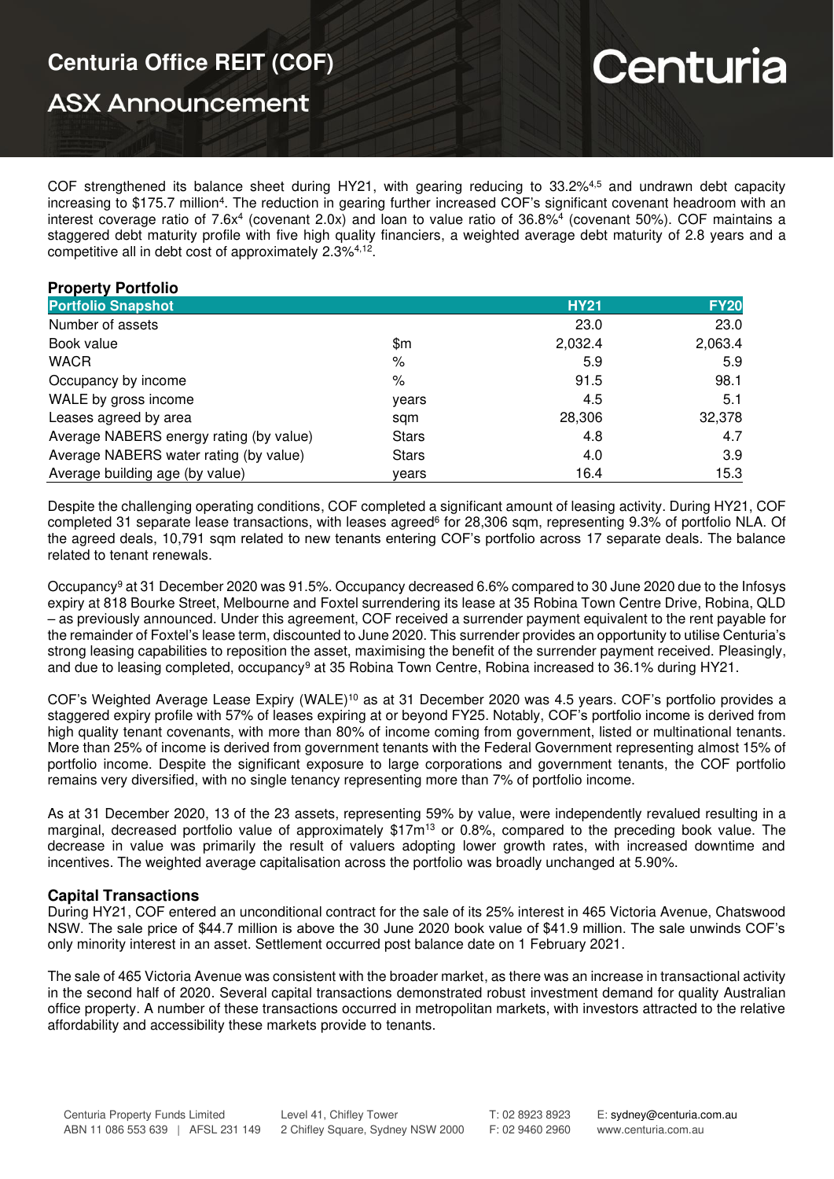COF strengthened its balance sheet during HY21, with gearing reducing to 33.2%[4,5] and undrawn debt capacity increasing to $175.7 million[4]. The reduction in gearing further increased COF's significant covenant headroom with an interest coverage ratio of 7.6x[4] (covenant 2.0x) and loan to value ratio of 36.8%[4] (covenant 50%). COF maintains a staggered debt maturity profile with five high quality financiers, a weighted average debt maturity of 2.8 years and a competitive all in debt cost of approximately 2.3%[4,12].

## Property Portfolio

| Portfolio Snapshot | | HY21 | FY20 |
|---|---|---|---|
| Number of assets | | 23.0 | 23.0 |
| Book value | $m | 2,032.4 | 2,063.4 |
| WACR | % | 5.9 | 5.9 |
| Occupancy by income | % | 91.5 | 98.1 |
| WALE by gross income | years | 4.5 | 5.1 |
| Leases agreed by area | sqm | 28,306 | 32,378 |
| Average NABERS energy rating (by value) | Stars | 4.8 | 4.7 |
| Average NABERS water rating (by value) | Stars | 4.0 | 3.9 |
| Average building age (by value) | years | 16.4 | 15.3 |

Despite the challenging operating conditions, COF completed a significant amount of leasing activity. During HY21, COF completed 31 separate lease transactions, with leases agreed[6] for 28,306 sqm, representing 9.3% of portfolio NLA. Of the agreed deals, 10,791 sqm related to new tenants entering COF's portfolio across 17 separate deals. The balance related to tenant renewals.

Occupancy[9] at 31 December 2020 was 91.5%. Occupancy decreased 6.6% compared to 30 June 2020 due to the Infosys expiry at 818 Bourke Street, Melbourne and Foxtel surrendering its lease at 35 Robina Town Centre Drive, Robina, QLD – as previously announced. Under this agreement, COF received a surrender payment equivalent to the rent payable for the remainder of Foxtel's lease term, discounted to June 2020. This surrender provides an opportunity to utilise Centuria's strong leasing capabilities to reposition the asset, maximising the benefit of the surrender payment received. Pleasingly, and due to leasing completed, occupancy[9] at 35 Robina Town Centre, Robina increased to 36.1% during HY21.

COF's Weighted Average Lease Expiry (WALE)[10] as at 31 December 2020 was 4.5 years. COF's portfolio provides a staggered expiry profile with 57% of leases expiring at or beyond FY25. Notably, COF's portfolio income is derived from high quality tenant covenants, with more than 80% of income coming from government, listed or multinational tenants. More than 25% of income is derived from government tenants with the Federal Government representing almost 15% of portfolio income. Despite the significant exposure to large corporations and government tenants, the COF portfolio remains very diversified, with no single tenancy representing more than 7% of portfolio income.

As at 31 December 2020, 13 of the 23 assets, representing 59% by value, were independently revalued resulting in a marginal, decreased portfolio value of approximately $17m[13] or 0.8%, compared to the preceding book value. The decrease in value was primarily the result of valuers adopting lower growth rates, with increased downtime and incentives. The weighted average capitalisation across the portfolio was broadly unchanged at 5.90%.

## Capital Transactions

During HY21, COF entered an unconditional contract for the sale of its 25% interest in 465 Victoria Avenue, Chatswood NSW. The sale price of $44.7 million is above the 30 June 2020 book value of $41.9 million. The sale unwinds COF's only minority interest in an asset. Settlement occurred post balance date on 1 February 2021.

The sale of 465 Victoria Avenue was consistent with the broader market, as there was an increase in transactional activity in the second half of 2020. Several capital transactions demonstrated robust investment demand for quality Australian office property. A number of these transactions occurred in metropolitan markets, with investors attracted to the relative affordability and accessibility these markets provide to tenants.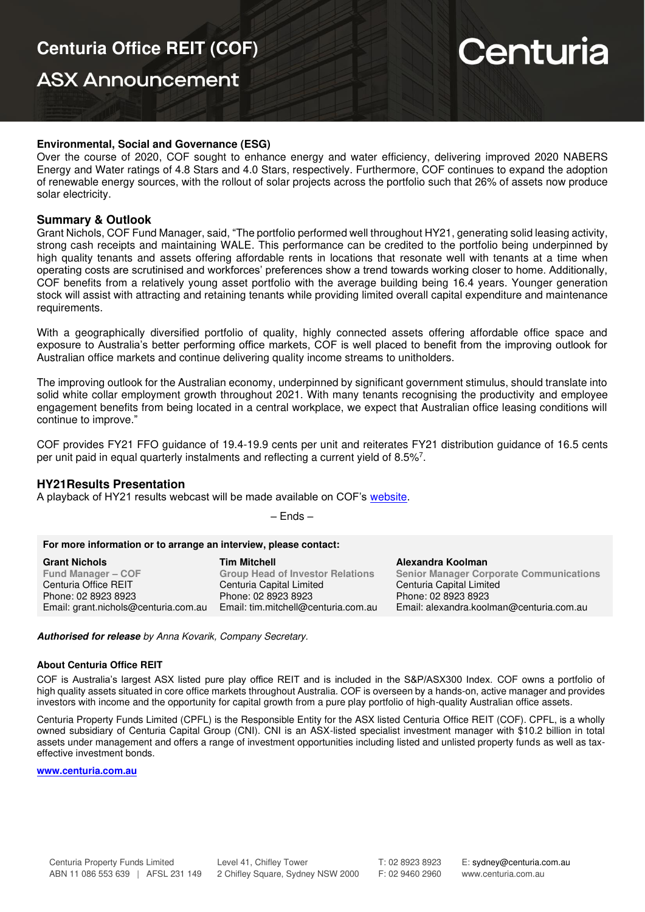## Environmental, Social and Governance (ESG)

Over the course of 2020, COF sought to enhance energy and water efficiency, delivering improved 2020 NABERS Energy and Water ratings of 4.8 Stars and 4.0 Stars, respectively. Furthermore, COF continues to expand the adoption of renewable energy sources, with the rollout of solar projects across the portfolio such that 26% of assets now produce solar electricity.

## Summary & Outlook

Grant Nichols, COF Fund Manager, said, "The portfolio performed well throughout HY21, generating solid leasing activity, strong cash receipts and maintaining WALE. This performance can be credited to the portfolio being underpinned by high quality tenants and assets offering affordable rents in locations that resonate well with tenants at a time when operating costs are scrutinised and workforces' preferences show a trend towards working closer to home. Additionally, COF benefits from a relatively young asset portfolio with the average building being 16.4 years. Younger generation stock will assist with attracting and retaining tenants while providing limited overall capital expenditure and maintenance requirements.

With a geographically diversified portfolio of quality, highly connected assets offering affordable office space and exposure to Australia's better performing office markets, COF is well placed to benefit from the improving outlook for Australian office markets and continue delivering quality income streams to unitholders.

The improving outlook for the Australian economy, underpinned by significant government stimulus, should translate into solid white collar employment growth throughout 2021. With many tenants recognising the productivity and employee engagement benefits from being located in a central workplace, we expect that Australian office leasing conditions will continue to improve."

COF provides FY21 FFO guidance of 19.4-19.9 cents per unit and reiterates FY21 distribution guidance of 16.5 cents per unit paid in equal quarterly instalments and reflecting a current yield of 8.5%[7].

## HY21Results Presentation

A playback of HY21 results webcast will be made available on COF's website.

– Ends –

**For more information or to arrange an interview, please contact:**

| **Grant Nichols** | **Tim Mitchell** | **Alexandra Koolman** |
|---|---|---|
| **Fund Manager – COF** | **Group Head of Investor Relations** | **Senior Manager Corporate Communications** |
| Centuria Office REIT | Centuria Capital Limited | Centuria Capital Limited |
| Phone: 02 8923 8923 | Phone: 02 8923 8923 | Phone: 02 8923 8923 |
| Email: grant.nichols@centuria.com.au | Email: tim.mitchell@centuria.com.au | Email: alexandra.koolman@centuria.com.au |

***Authorised for release** by Anna Kovarik, Company Secretary.*

### About Centuria Office REIT

COF is Australia's largest ASX listed pure play office REIT and is included in the S&P/ASX300 Index. COF owns a portfolio of high quality assets situated in core office markets throughout Australia. COF is overseen by a hands-on, active manager and provides investors with income and the opportunity for capital growth from a pure play portfolio of high-quality Australian office assets.

Centuria Property Funds Limited (CPFL) is the Responsible Entity for the ASX listed Centuria Office REIT (COF). CPFL, is a wholly owned subsidiary of Centuria Capital Group (CNI). CNI is an ASX-listed specialist investment manager with $10.2 billion in total assets under management and offers a range of investment opportunities including listed and unlisted property funds as well as tax-effective investment bonds.

**www.centuria.com.au**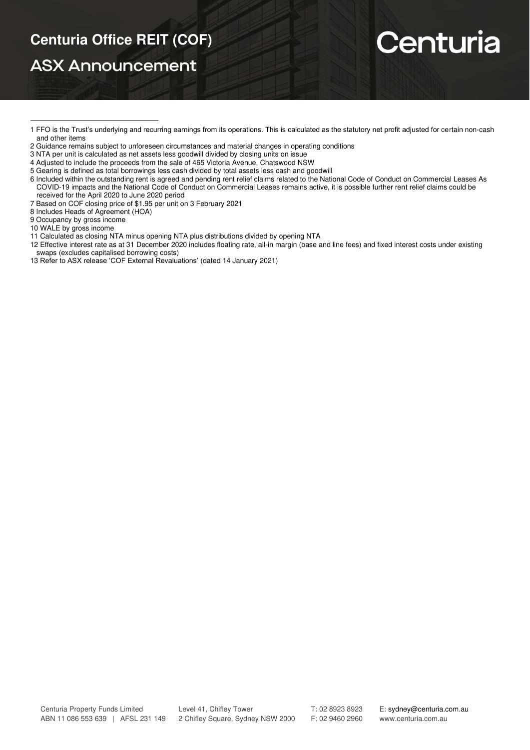1 FFO is the Trust's underlying and recurring earnings from its operations. This is calculated as the statutory net profit adjusted for certain non-cash and other items

2 Guidance remains subject to unforeseen circumstances and material changes in operating conditions

3 NTA per unit is calculated as net assets less goodwill divided by closing units on issue

4 Adjusted to include the proceeds from the sale of 465 Victoria Avenue, Chatswood NSW

5 Gearing is defined as total borrowings less cash divided by total assets less cash and goodwill

6 Included within the outstanding rent is agreed and pending rent relief claims related to the National Code of Conduct on Commercial Leases As COVID-19 impacts and the National Code of Conduct on Commercial Leases remains active, it is possible further rent relief claims could be received for the April 2020 to June 2020 period

7 Based on COF closing price of $1.95 per unit on 3 February 2021

8 Includes Heads of Agreement (HOA)

9 Occupancy by gross income

10 WALE by gross income

11 Calculated as closing NTA minus opening NTA plus distributions divided by opening NTA

12 Effective interest rate as at 31 December 2020 includes floating rate, all-in margin (base and line fees) and fixed interest costs under existing swaps (excludes capitalised borrowing costs)

13 Refer to ASX release 'COF External Revaluations' (dated 14 January 2021)